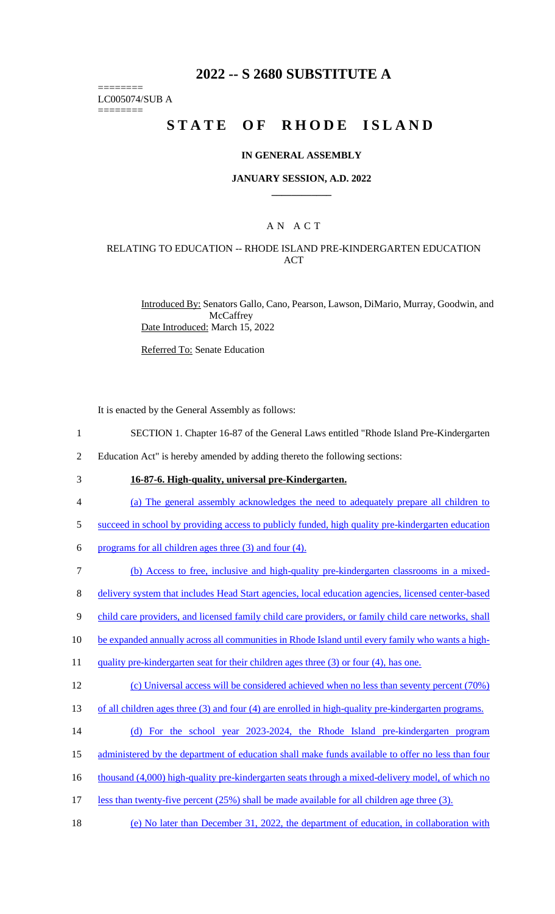# 2022 -- S 2680 SUBSTITUTE A

========
LC005074/SUB A
========

# STATE OF RHODE ISLAND

### IN GENERAL ASSEMBLY

### JANUARY SESSION, A.D. 2022

## A N A C T

### RELATING TO EDUCATION -- RHODE ISLAND PRE-KINDERGARTEN EDUCATION ACT

Introduced By: Senators Gallo, Cano, Pearson, Lawson, DiMario, Murray, Goodwin, and McCaffrey

Date Introduced: March 15, 2022

Referred To: Senate Education

It is enacted by the General Assembly as follows:

1 SECTION 1. Chapter 16-87 of the General Laws entitled "Rhode Island Pre-Kindergarten
2 Education Act" is hereby amended by adding thereto the following sections:

3 **16-87-6. High-quality, universal pre-Kindergarten.**

4 (a) The general assembly acknowledges the need to adequately prepare all children to
5 succeed in school by providing access to publicly funded, high quality pre-kindergarten education
6 programs for all children ages three (3) and four (4).

7 (b) Access to free, inclusive and high-quality pre-kindergarten classrooms in a mixed-
8 delivery system that includes Head Start agencies, local education agencies, licensed center-based
9 child care providers, and licensed family child care providers, or family child care networks, shall
10 be expanded annually across all communities in Rhode Island until every family who wants a high-
11 quality pre-kindergarten seat for their children ages three (3) or four (4), has one.

12 (c) Universal access will be considered achieved when no less than seventy percent (70%)
13 of all children ages three (3) and four (4) are enrolled in high-quality pre-kindergarten programs.

14 (d) For the school year 2023-2024, the Rhode Island pre-kindergarten program
15 administered by the department of education shall make funds available to offer no less than four
16 thousand (4,000) high-quality pre-kindergarten seats through a mixed-delivery model, of which no
17 less than twenty-five percent (25%) shall be made available for all children age three (3).

18 (e) No later than December 31, 2022, the department of education, in collaboration with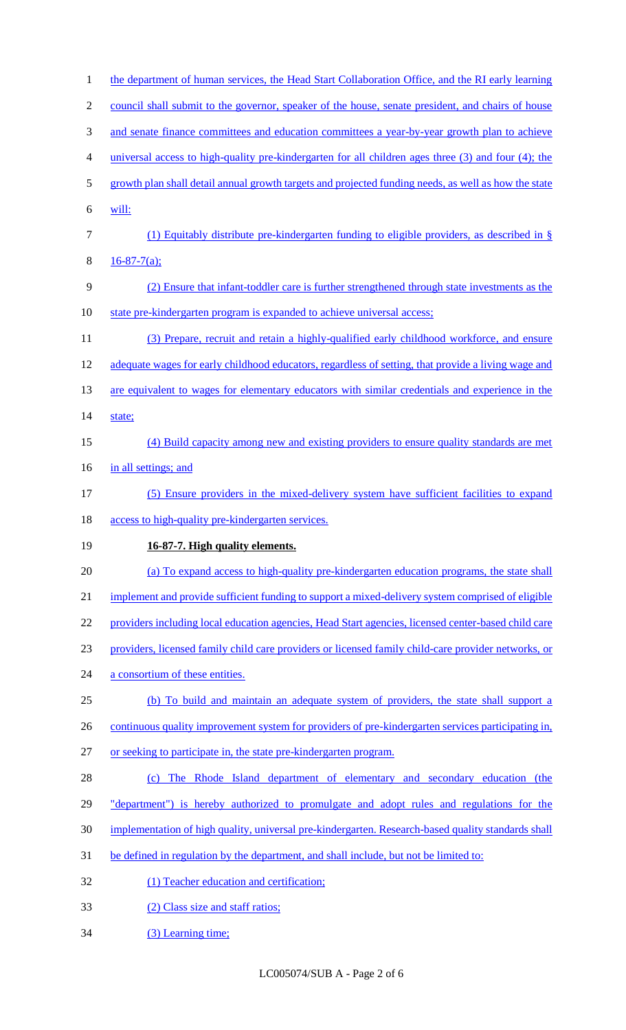the department of human services, the Head Start Collaboration Office, and the RI early learning council shall submit to the governor, speaker of the house, senate president, and chairs of house and senate finance committees and education committees a year-by-year growth plan to achieve universal access to high-quality pre-kindergarten for all children ages three (3) and four (4); the growth plan shall detail annual growth targets and projected funding needs, as well as how the state will:

(1) Equitably distribute pre-kindergarten funding to eligible providers, as described in § 16-87-7(a);

(2) Ensure that infant-toddler care is further strengthened through state investments as the state pre-kindergarten program is expanded to achieve universal access;

(3) Prepare, recruit and retain a highly-qualified early childhood workforce, and ensure adequate wages for early childhood educators, regardless of setting, that provide a living wage and are equivalent to wages for elementary educators with similar credentials and experience in the state;

(4) Build capacity among new and existing providers to ensure quality standards are met in all settings; and

(5) Ensure providers in the mixed-delivery system have sufficient facilities to expand access to high-quality pre-kindergarten services.

**16-87-7. High quality elements.**

(a) To expand access to high-quality pre-kindergarten education programs, the state shall implement and provide sufficient funding to support a mixed-delivery system comprised of eligible providers including local education agencies, Head Start agencies, licensed center-based child care providers, licensed family child care providers or licensed family child-care provider networks, or a consortium of these entities.

(b) To build and maintain an adequate system of providers, the state shall support a continuous quality improvement system for providers of pre-kindergarten services participating in, or seeking to participate in, the state pre-kindergarten program.

(c) The Rhode Island department of elementary and secondary education (the "department") is hereby authorized to promulgate and adopt rules and regulations for the implementation of high quality, universal pre-kindergarten. Research-based quality standards shall be defined in regulation by the department, and shall include, but not be limited to:

(1) Teacher education and certification;

(2) Class size and staff ratios;

(3) Learning time;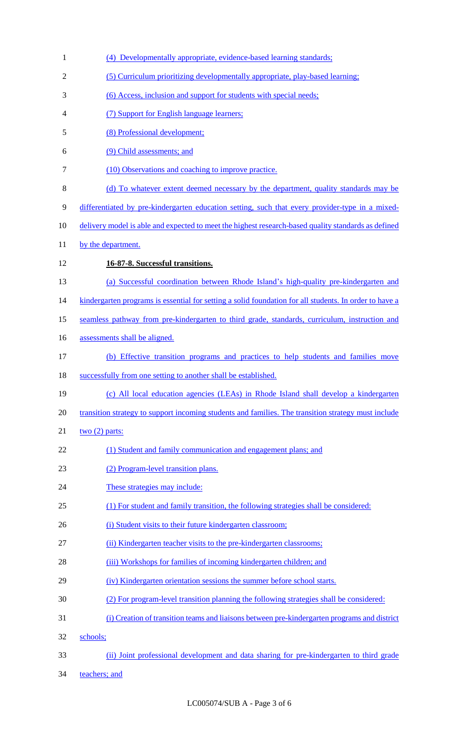(4) Developmentally appropriate, evidence-based learning standards;

(5) Curriculum prioritizing developmentally appropriate, play-based learning;

(6) Access, inclusion and support for students with special needs;

(7) Support for English language learners;

(8) Professional development;

(9) Child assessments; and

(10) Observations and coaching to improve practice.

(d) To whatever extent deemed necessary by the department, quality standards may be differentiated by pre-kindergarten education setting, such that every provider-type in a mixed-delivery model is able and expected to meet the highest research-based quality standards as defined by the department.

**16-87-8. Successful transitions.**

(a) Successful coordination between Rhode Island's high-quality pre-kindergarten and kindergarten programs is essential for setting a solid foundation for all students. In order to have a seamless pathway from pre-kindergarten to third grade, standards, curriculum, instruction and assessments shall be aligned.

(b) Effective transition programs and practices to help students and families move successfully from one setting to another shall be established.

(c) All local education agencies (LEAs) in Rhode Island shall develop a kindergarten transition strategy to support incoming students and families. The transition strategy must include two (2) parts:

(1) Student and family communication and engagement plans; and

(2) Program-level transition plans.

These strategies may include:

(1) For student and family transition, the following strategies shall be considered:

(i) Student visits to their future kindergarten classroom;

(ii) Kindergarten teacher visits to the pre-kindergarten classrooms;

(iii) Workshops for families of incoming kindergarten children; and

(iv) Kindergarten orientation sessions the summer before school starts.

(2) For program-level transition planning the following strategies shall be considered:

(i) Creation of transition teams and liaisons between pre-kindergarten programs and district schools;

(ii) Joint professional development and data sharing for pre-kindergarten to third grade teachers; and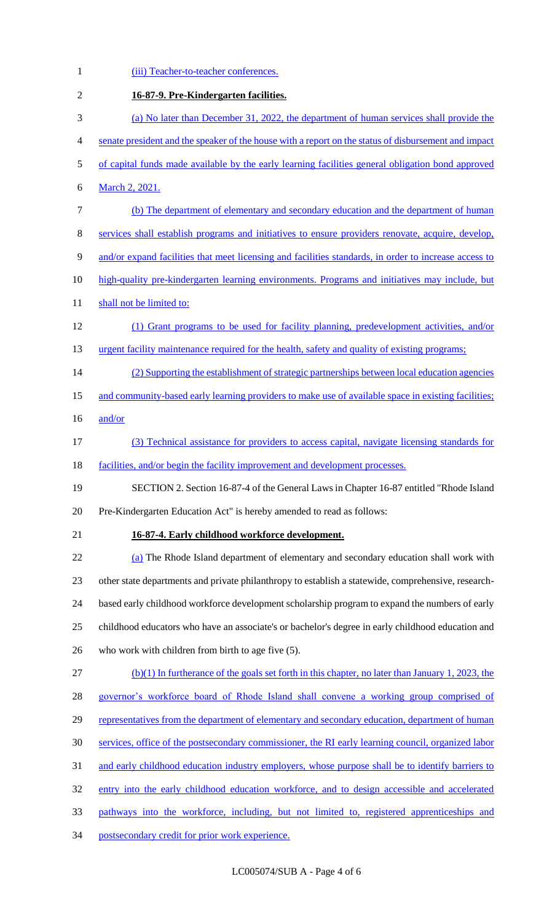(iii) Teacher-to-teacher conferences.

**16-87-9. Pre-Kindergarten facilities.**

(a) No later than December 31, 2022, the department of human services shall provide the senate president and the speaker of the house with a report on the status of disbursement and impact of capital funds made available by the early learning facilities general obligation bond approved March 2, 2021.

(b) The department of elementary and secondary education and the department of human services shall establish programs and initiatives to ensure providers renovate, acquire, develop, and/or expand facilities that meet licensing and facilities standards, in order to increase access to high-quality pre-kindergarten learning environments. Programs and initiatives may include, but shall not be limited to:

(1) Grant programs to be used for facility planning, predevelopment activities, and/or urgent facility maintenance required for the health, safety and quality of existing programs;

(2) Supporting the establishment of strategic partnerships between local education agencies and community-based early learning providers to make use of available space in existing facilities; and/or

(3) Technical assistance for providers to access capital, navigate licensing standards for facilities, and/or begin the facility improvement and development processes.

SECTION 2. Section 16-87-4 of the General Laws in Chapter 16-87 entitled "Rhode Island Pre-Kindergarten Education Act" is hereby amended to read as follows:

**16-87-4. Early childhood workforce development.**

(a) The Rhode Island department of elementary and secondary education shall work with other state departments and private philanthropy to establish a statewide, comprehensive, research-based early childhood workforce development scholarship program to expand the numbers of early childhood educators who have an associate's or bachelor's degree in early childhood education and who work with children from birth to age five (5).

(b)(1) In furtherance of the goals set forth in this chapter, no later than January 1, 2023, the governor's workforce board of Rhode Island shall convene a working group comprised of representatives from the department of elementary and secondary education, department of human services, office of the postsecondary commissioner, the RI early learning council, organized labor and early childhood education industry employers, whose purpose shall be to identify barriers to entry into the early childhood education workforce, and to design accessible and accelerated pathways into the workforce, including, but not limited to, registered apprenticeships and postsecondary credit for prior work experience.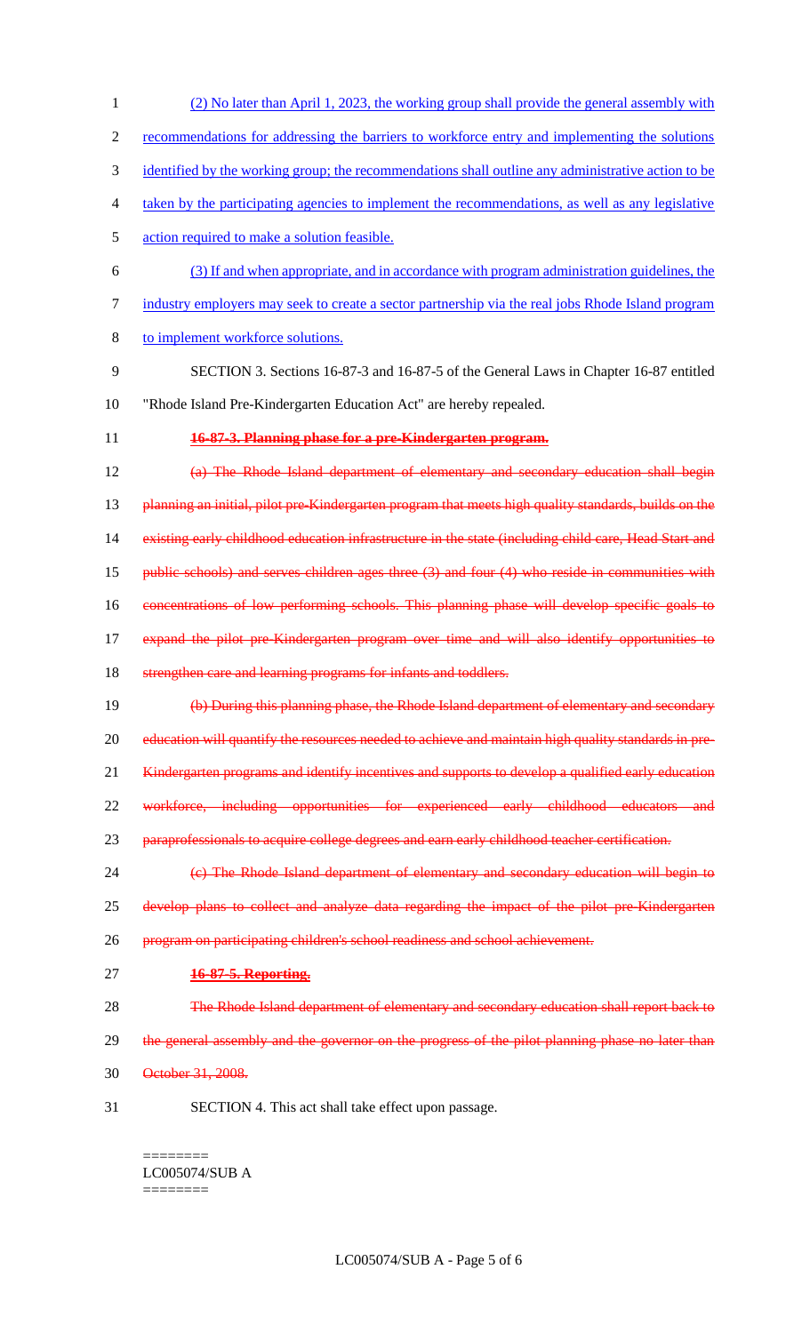(2) No later than April 1, 2023, the working group shall provide the general assembly with recommendations for addressing the barriers to workforce entry and implementing the solutions identified by the working group; the recommendations shall outline any administrative action to be taken by the participating agencies to implement the recommendations, as well as any legislative action required to make a solution feasible.

(3) If and when appropriate, and in accordance with program administration guidelines, the industry employers may seek to create a sector partnership via the real jobs Rhode Island program to implement workforce solutions.

SECTION 3. Sections 16-87-3 and 16-87-5 of the General Laws in Chapter 16-87 entitled "Rhode Island Pre-Kindergarten Education Act" are hereby repealed.

~~**16-87-3. Planning phase for a pre-Kindergarten program.**~~

~~(a) The Rhode Island department of elementary and secondary education shall begin planning an initial, pilot pre-Kindergarten program that meets high quality standards, builds on the existing early childhood education infrastructure in the state (including child care, Head Start and public schools) and serves children ages three (3) and four (4) who reside in communities with concentrations of low performing schools. This planning phase will develop specific goals to expand the pilot pre-Kindergarten program over time and will also identify opportunities to strengthen care and learning programs for infants and toddlers.~~

~~(b) During this planning phase, the Rhode Island department of elementary and secondary education will quantify the resources needed to achieve and maintain high quality standards in pre-Kindergarten programs and identify incentives and supports to develop a qualified early education workforce, including opportunities for experienced early childhood educators and paraprofessionals to acquire college degrees and earn early childhood teacher certification.~~

~~(c) The Rhode Island department of elementary and secondary education will begin to develop plans to collect and analyze data regarding the impact of the pilot pre-Kindergarten program on participating children's school readiness and school achievement.~~

~~**16-87-5. Reporting.**~~

~~The Rhode Island department of elementary and secondary education shall report back to the general assembly and the governor on the progress of the pilot planning phase no later than October 31, 2008.~~

SECTION 4. This act shall take effect upon passage.

========
LC005074/SUB A
========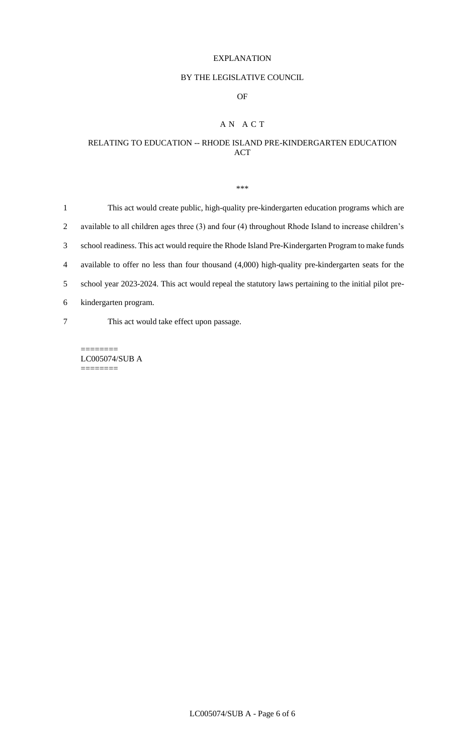EXPLANATION

BY THE LEGISLATIVE COUNCIL

OF

A N A C T

RELATING TO EDUCATION -- RHODE ISLAND PRE-KINDERGARTEN EDUCATION ACT

***

This act would create public, high-quality pre-kindergarten education programs which are available to all children ages three (3) and four (4) throughout Rhode Island to increase children's school readiness. This act would require the Rhode Island Pre-Kindergarten Program to make funds available to offer no less than four thousand (4,000) high-quality pre-kindergarten seats for the school year 2023-2024. This act would repeal the statutory laws pertaining to the initial pilot pre-kindergarten program.

This act would take effect upon passage.

========
LC005074/SUB A
========